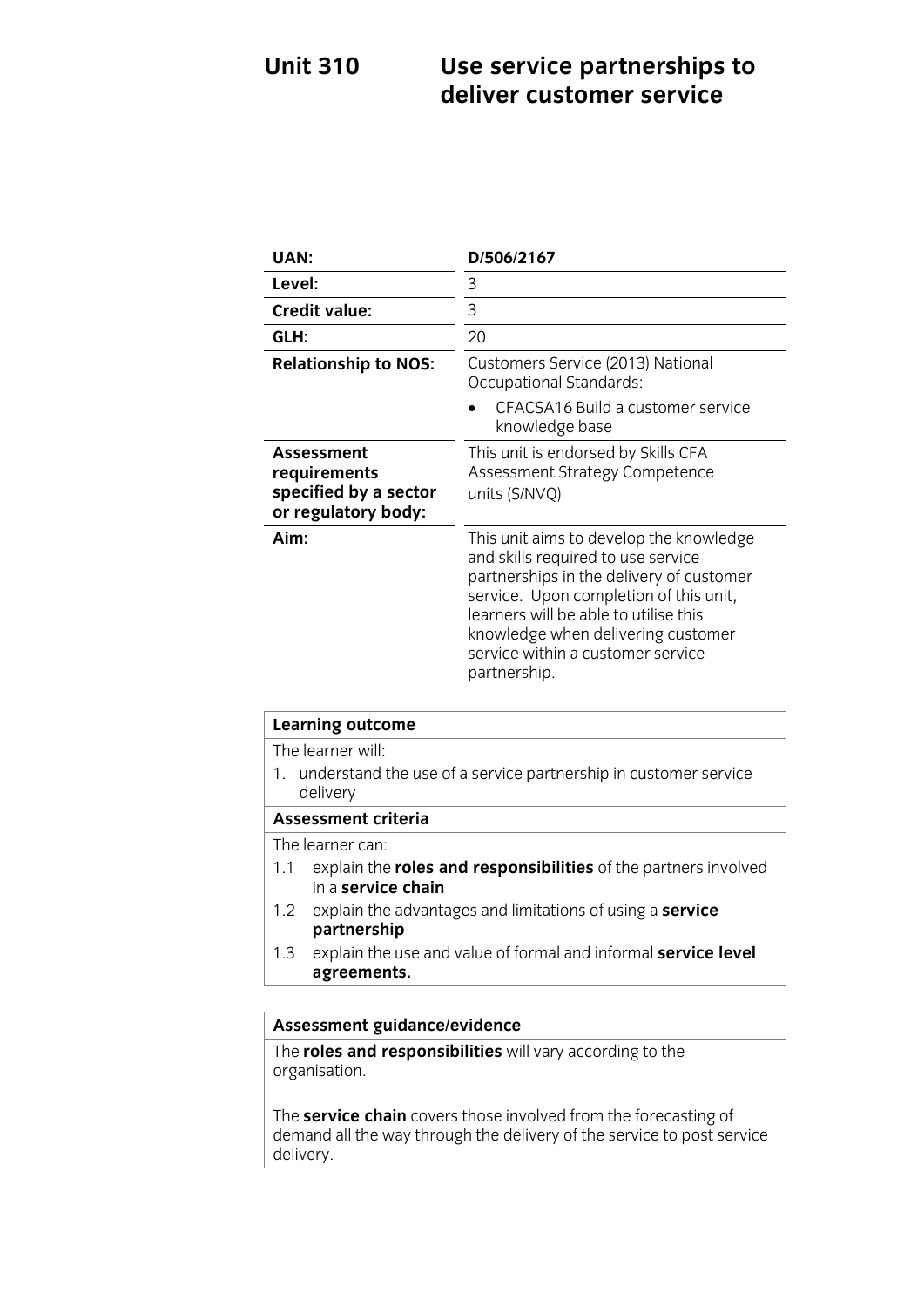# Unit 310 Use service partnerships to deliver customer service

| | |
|---|---|
| **UAN:** | **D/506/2167** |
| **Level:** | 3 |
| **Credit value:** | 3 |
| **GLH:** | 20 |
| **Relationship to NOS:** | Customers Service (2013) National Occupational Standards:<br>• CFACSA16 Build a customer service knowledge base |
| **Assessment requirements specified by a sector or regulatory body:** | This unit is endorsed by Skills CFA Assessment Strategy Competence units (S/NVQ) |
| **Aim:** | This unit aims to develop the knowledge and skills required to use service partnerships in the delivery of customer service. Upon completion of this unit, learners will be able to utilise this knowledge when delivering customer service within a customer service partnership. |

**Learning outcome**

The learner will:

1. understand the use of a service partnership in customer service delivery

**Assessment criteria**

The learner can:

1.1 explain the **roles and responsibilities** of the partners involved in a **service chain**

1.2 explain the advantages and limitations of using a **service partnership**

1.3 explain the use and value of formal and informal **service level agreements.**

**Assessment guidance/evidence**

The **roles and responsibilities** will vary according to the organisation.

The **service chain** covers those involved from the forecasting of demand all the way through the delivery of the service to post service delivery.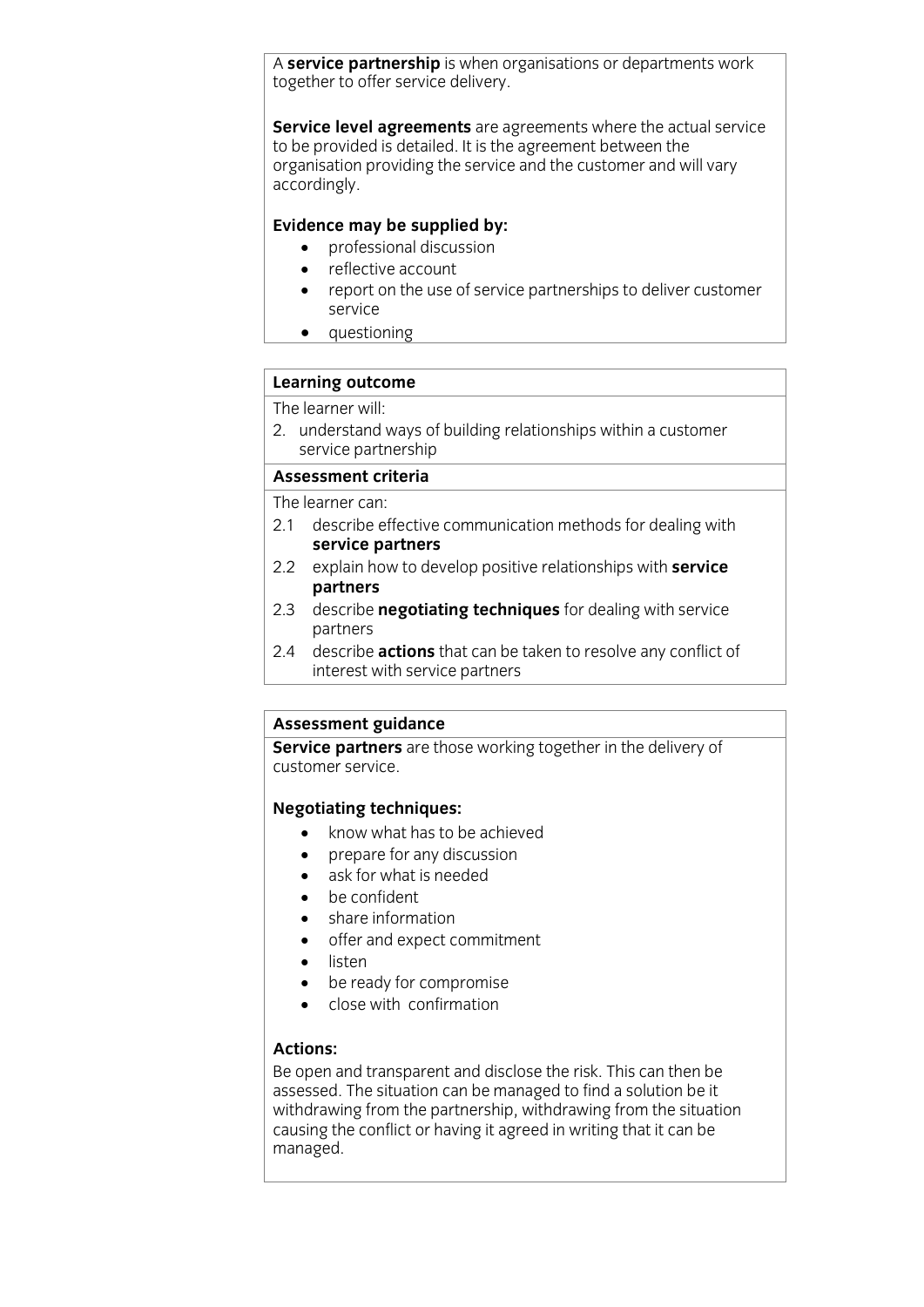A **service partnership** is when organisations or departments work together to offer service delivery.

**Service level agreements** are agreements where the actual service to be provided is detailed. It is the agreement between the organisation providing the service and the customer and will vary accordingly.

**Evidence may be supplied by:**

- professional discussion
- reflective account
- report on the use of service partnerships to deliver customer service
- questioning

**Learning outcome**

The learner will:

2. understand ways of building relationships within a customer service partnership

**Assessment criteria**

The learner can:

2.1 describe effective communication methods for dealing with **service partners**

2.2 explain how to develop positive relationships with **service partners**

2.3 describe **negotiating techniques** for dealing with service partners

2.4 describe **actions** that can be taken to resolve any conflict of interest with service partners

**Assessment guidance**

**Service partners** are those working together in the delivery of customer service.

**Negotiating techniques:**

- know what has to be achieved
- prepare for any discussion
- ask for what is needed
- be confident
- share information
- offer and expect commitment
- listen
- be ready for compromise
- close with confirmation

**Actions:**

Be open and transparent and disclose the risk. This can then be assessed. The situation can be managed to find a solution be it withdrawing from the partnership, withdrawing from the situation causing the conflict or having it agreed in writing that it can be managed.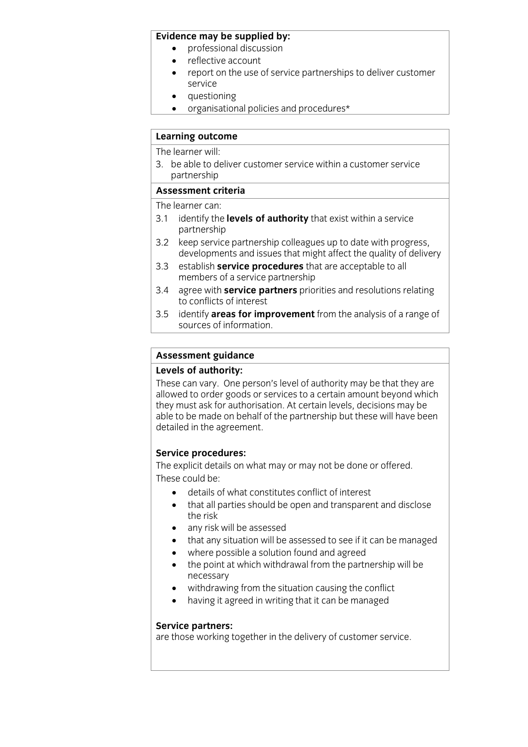**Evidence may be supplied by:**

- professional discussion
- reflective account
- report on the use of service partnerships to deliver customer service
- questioning
- organisational policies and procedures*

**Learning outcome**

The learner will:

3. be able to deliver customer service within a customer service partnership

**Assessment criteria**

The learner can:

3.1 identify the **levels of authority** that exist within a service partnership

3.2 keep service partnership colleagues up to date with progress, developments and issues that might affect the quality of delivery

3.3 establish **service procedures** that are acceptable to all members of a service partnership

3.4 agree with **service partners** priorities and resolutions relating to conflicts of interest

3.5 identify **areas for improvement** from the analysis of a range of sources of information.

**Assessment guidance**

**Levels of authority:**

These can vary. One person's level of authority may be that they are allowed to order goods or services to a certain amount beyond which they must ask for authorisation. At certain levels, decisions may be able to be made on behalf of the partnership but these will have been detailed in the agreement.

**Service procedures:**

The explicit details on what may or may not be done or offered. These could be:

- details of what constitutes conflict of interest
- that all parties should be open and transparent and disclose the risk
- any risk will be assessed
- that any situation will be assessed to see if it can be managed
- where possible a solution found and agreed
- the point at which withdrawal from the partnership will be necessary
- withdrawing from the situation causing the conflict
- having it agreed in writing that it can be managed

**Service partners:**

are those working together in the delivery of customer service.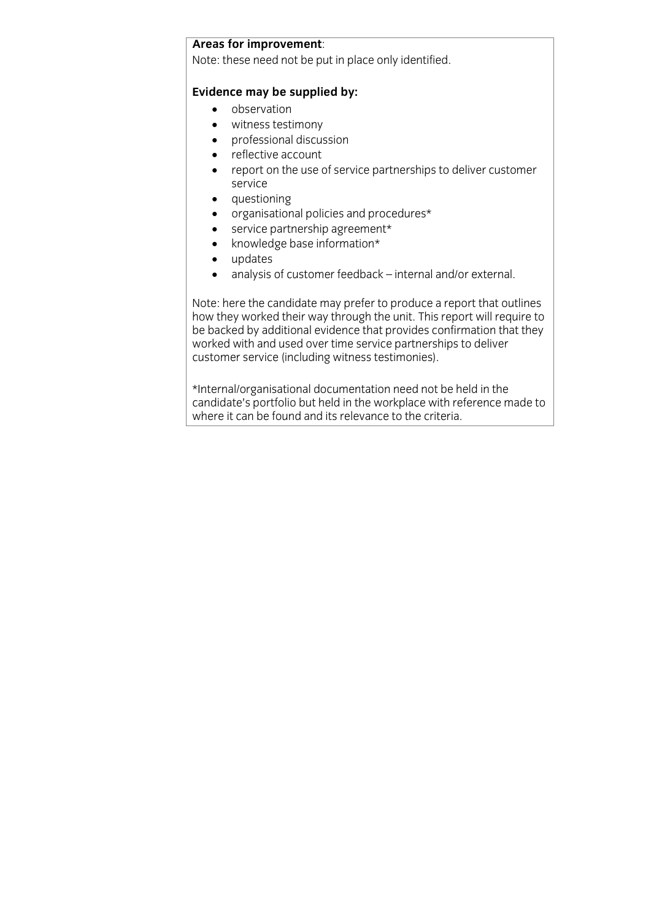**Areas for improvement**:
Note: these need not be put in place only identified.

**Evidence may be supplied by:**

- observation
- witness testimony
- professional discussion
- reflective account
- report on the use of service partnerships to deliver customer service
- questioning
- organisational policies and procedures*
- service partnership agreement*
- knowledge base information*
- updates
- analysis of customer feedback – internal and/or external.

Note: here the candidate may prefer to produce a report that outlines how they worked their way through the unit. This report will require to be backed by additional evidence that provides confirmation that they worked with and used over time service partnerships to deliver customer service (including witness testimonies).

*Internal/organisational documentation need not be held in the candidate's portfolio but held in the workplace with reference made to where it can be found and its relevance to the criteria.